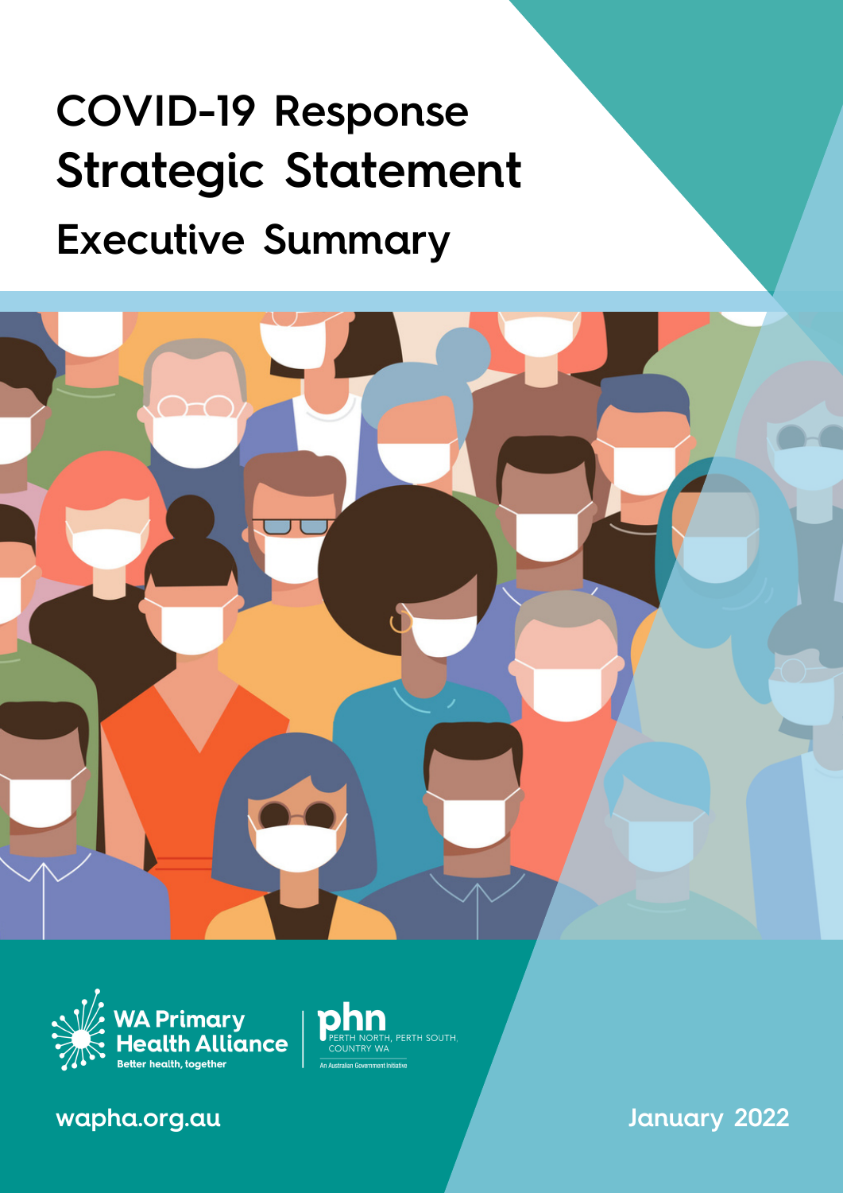# COVID-19 Response Strategic Statement

## Executive Summary

WA Primary Health Alliance
Better health, together

phn
PERTH NORTH, PERTH SOUTH, COUNTRY WA
An Australian Government Initiative

wapha.org.au

January 2022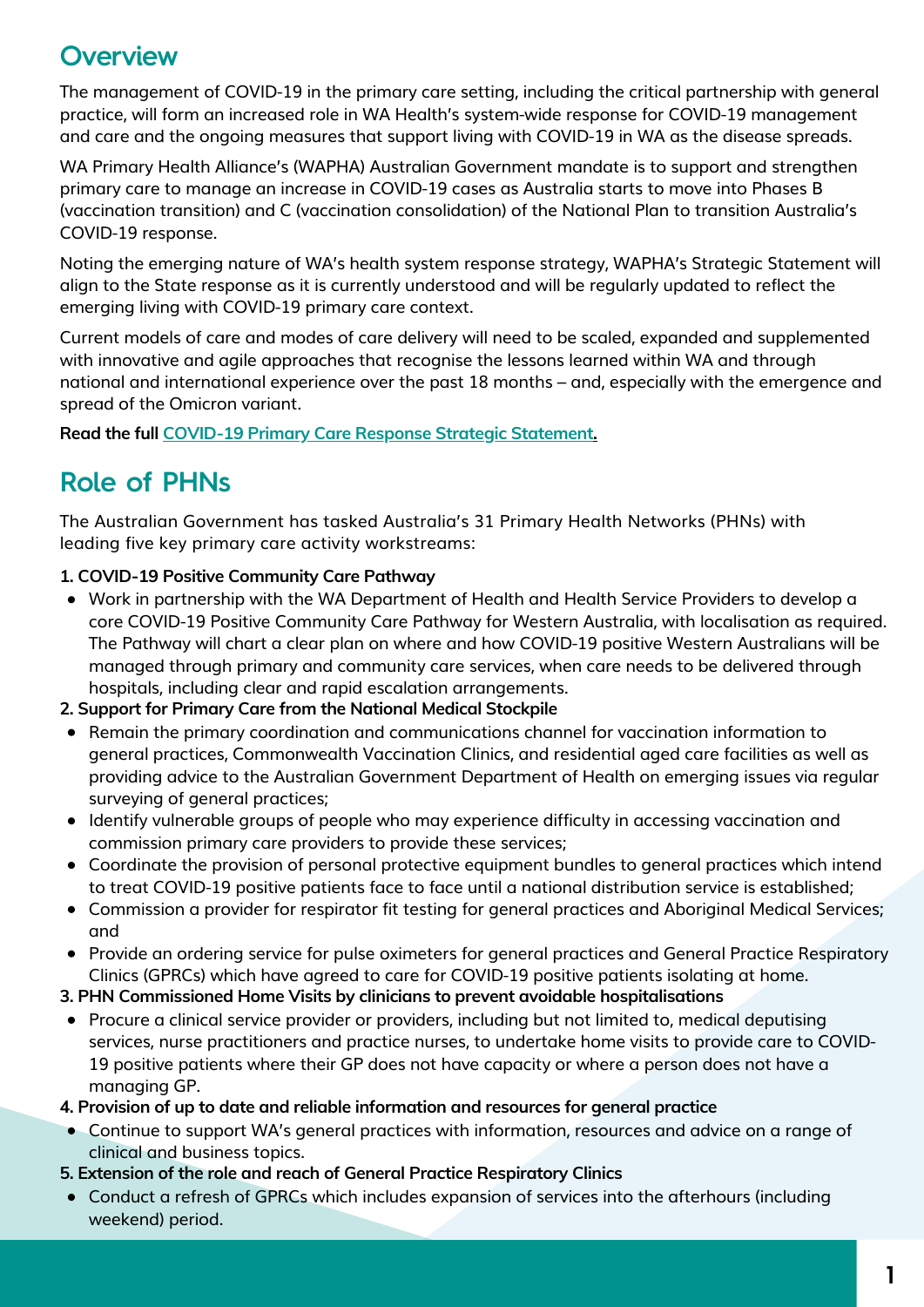## Overview

The management of COVID-19 in the primary care setting, including the critical partnership with general practice, will form an increased role in WA Health's system-wide response for COVID-19 management and care and the ongoing measures that support living with COVID-19 in WA as the disease spreads.

WA Primary Health Alliance's (WAPHA) Australian Government mandate is to support and strengthen primary care to manage an increase in COVID-19 cases as Australia starts to move into Phases B (vaccination transition) and C (vaccination consolidation) of the National Plan to transition Australia's COVID-19 response.

Noting the emerging nature of WA's health system response strategy, WAPHA's Strategic Statement will align to the State response as it is currently understood and will be regularly updated to reflect the emerging living with COVID-19 primary care context.

Current models of care and modes of care delivery will need to be scaled, expanded and supplemented with innovative and agile approaches that recognise the lessons learned within WA and through national and international experience over the past 18 months – and, especially with the emergence and spread of the Omicron variant.

**Read the full [COVID-19 Primary Care Response Strategic Statement](#).**

## Role of PHNs

The Australian Government has tasked Australia's 31 Primary Health Networks (PHNs) with leading five key primary care activity workstreams:

**1. COVID-19 Positive Community Care Pathway**

- Work in partnership with the WA Department of Health and Health Service Providers to develop a core COVID-19 Positive Community Care Pathway for Western Australia, with localisation as required. The Pathway will chart a clear plan on where and how COVID-19 positive Western Australians will be managed through primary and community care services, when care needs to be delivered through hospitals, including clear and rapid escalation arrangements.

**2. Support for Primary Care from the National Medical Stockpile**

- Remain the primary coordination and communications channel for vaccination information to general practices, Commonwealth Vaccination Clinics, and residential aged care facilities as well as providing advice to the Australian Government Department of Health on emerging issues via regular surveying of general practices;
- Identify vulnerable groups of people who may experience difficulty in accessing vaccination and commission primary care providers to provide these services;
- Coordinate the provision of personal protective equipment bundles to general practices which intend to treat COVID-19 positive patients face to face until a national distribution service is established;
- Commission a provider for respirator fit testing for general practices and Aboriginal Medical Services; and
- Provide an ordering service for pulse oximeters for general practices and General Practice Respiratory Clinics (GPRCs) which have agreed to care for COVID-19 positive patients isolating at home.

**3. PHN Commissioned Home Visits by clinicians to prevent avoidable hospitalisations**

- Procure a clinical service provider or providers, including but not limited to, medical deputising services, nurse practitioners and practice nurses, to undertake home visits to provide care to COVID-19 positive patients where their GP does not have capacity or where a person does not have a managing GP.

**4. Provision of up to date and reliable information and resources for general practice**

- Continue to support WA's general practices with information, resources and advice on a range of clinical and business topics.

**5. Extension of the role and reach of General Practice Respiratory Clinics**

- Conduct a refresh of GPRCs which includes expansion of services into the afterhours (including weekend) period.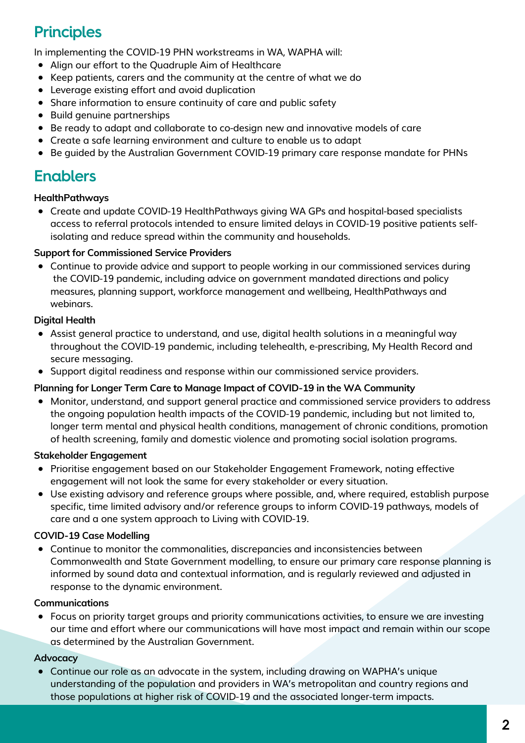## Principles

In implementing the COVID-19 PHN workstreams in WA, WAPHA will:

- Align our effort to the Quadruple Aim of Healthcare
- Keep patients, carers and the community at the centre of what we do
- Leverage existing effort and avoid duplication
- Share information to ensure continuity of care and public safety
- Build genuine partnerships
- Be ready to adapt and collaborate to co-design new and innovative models of care
- Create a safe learning environment and culture to enable us to adapt
- Be guided by the Australian Government COVID-19 primary care response mandate for PHNs

## Enablers

**HealthPathways**

- Create and update COVID-19 HealthPathways giving WA GPs and hospital-based specialists access to referral protocols intended to ensure limited delays in COVID-19 positive patients self-isolating and reduce spread within the community and households.

**Support for Commissioned Service Providers**

- Continue to provide advice and support to people working in our commissioned services during the COVID-19 pandemic, including advice on government mandated directions and policy measures, planning support, workforce management and wellbeing, HealthPathways and webinars.

**Digital Health**

- Assist general practice to understand, and use, digital health solutions in a meaningful way throughout the COVID-19 pandemic, including telehealth, e-prescribing, My Health Record and secure messaging.
- Support digital readiness and response within our commissioned service providers.

**Planning for Longer Term Care to Manage Impact of COVID-19 in the WA Community**

- Monitor, understand, and support general practice and commissioned service providers to address the ongoing population health impacts of the COVID-19 pandemic, including but not limited to, longer term mental and physical health conditions, management of chronic conditions, promotion of health screening, family and domestic violence and promoting social isolation programs.

**Stakeholder Engagement**

- Prioritise engagement based on our Stakeholder Engagement Framework, noting effective engagement will not look the same for every stakeholder or every situation.
- Use existing advisory and reference groups where possible, and, where required, establish purpose specific, time limited advisory and/or reference groups to inform COVID-19 pathways, models of care and a one system approach to Living with COVID-19.

**COVID-19 Case Modelling**

- Continue to monitor the commonalities, discrepancies and inconsistencies between Commonwealth and State Government modelling, to ensure our primary care response planning is informed by sound data and contextual information, and is regularly reviewed and adjusted in response to the dynamic environment.

**Communications**

- Focus on priority target groups and priority communications activities, to ensure we are investing our time and effort where our communications will have most impact and remain within our scope as determined by the Australian Government.

**Advocacy**

- Continue our role as an advocate in the system, including drawing on WAPHA's unique understanding of the population and providers in WA's metropolitan and country regions and those populations at higher risk of COVID-19 and the associated longer-term impacts.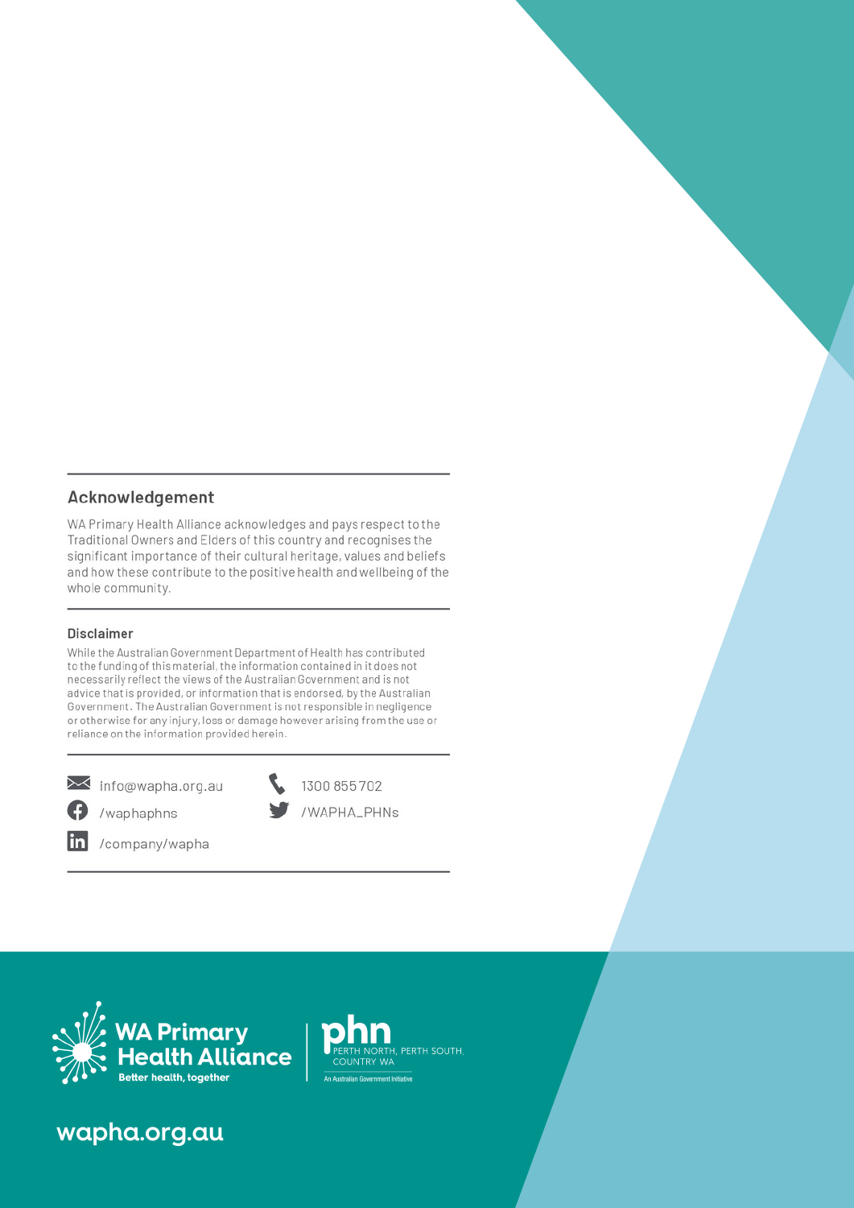## Acknowledgement

WA Primary Health Alliance acknowledges and pays respect to the Traditional Owners and Elders of this country and recognises the significant importance of their cultural heritage, values and beliefs and how these contribute to the positive health and wellbeing of the whole community.

### Disclaimer

While the Australian Government Department of Health has contributed to the funding of this material, the information contained in it does not necessarily reflect the views of the Australian Government and is not advice that is provided, or information that is endorsed, by the Australian Government. The Australian Government is not responsible in negligence or otherwise for any injury, loss or damage however arising from the use or reliance on the information provided herein.

info@wapha.org.au

1300 855 702

/waphaphns

/WAPHA_PHNs

/company/wapha

WA Primary Health Alliance
Better health, together

phn
PERTH NORTH, PERTH SOUTH, COUNTRY WA
An Australian Government Initiative

wapha.org.au